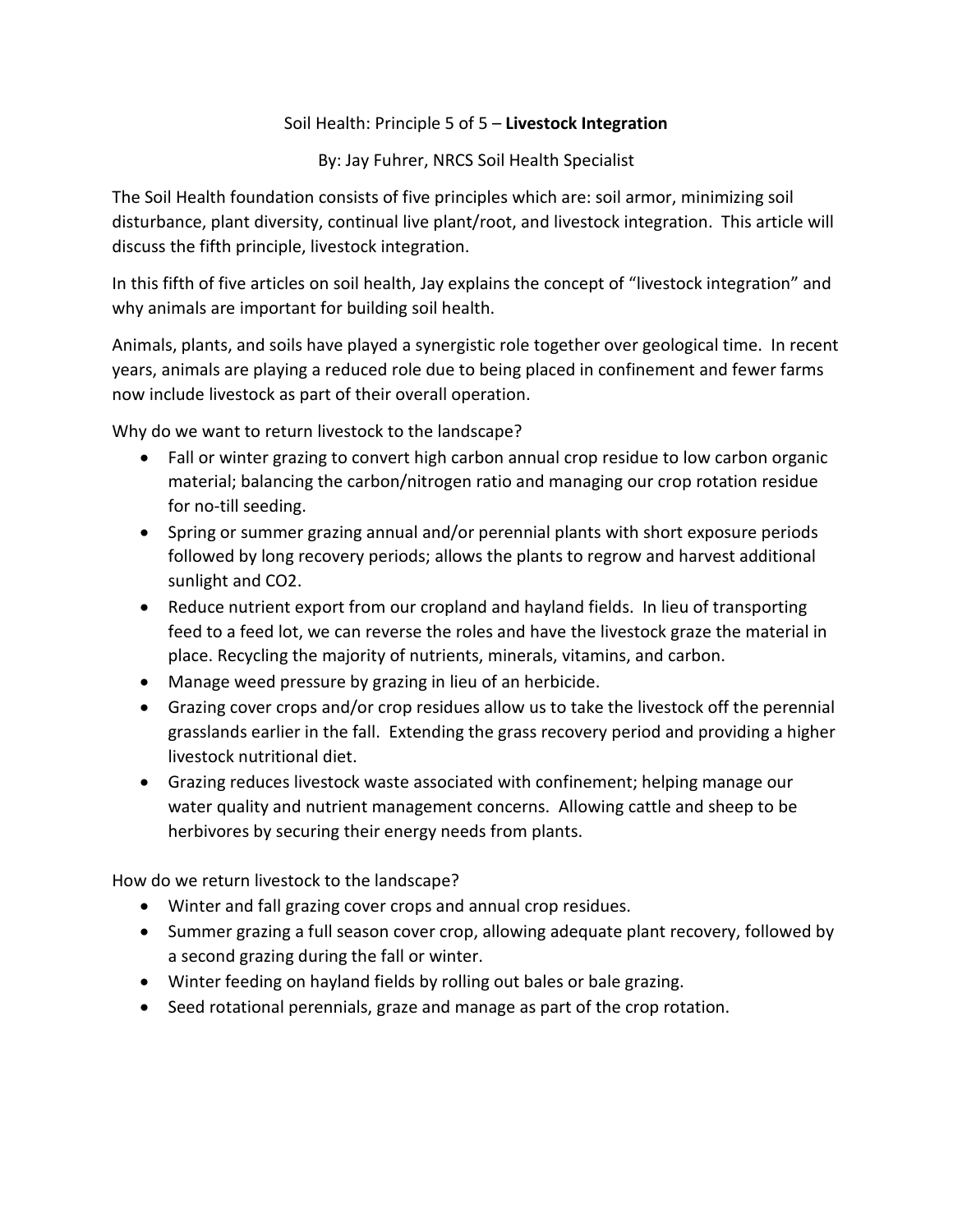# Soil Health: Principle 5 of 5 – **Livestock Integration**

By: Jay Fuhrer, NRCS Soil Health Specialist

The Soil Health foundation consists of five principles which are: soil armor, minimizing soil disturbance, plant diversity, continual live plant/root, and livestock integration. This article will discuss the fifth principle, livestock integration.

In this fifth of five articles on soil health, Jay explains the concept of "livestock integration" and why animals are important for building soil health.

Animals, plants, and soils have played a synergistic role together over geological time. In recent years, animals are playing a reduced role due to being placed in confinement and fewer farms now include livestock as part of their overall operation.

Why do we want to return livestock to the landscape?

- Fall or winter grazing to convert high carbon annual crop residue to low carbon organic material; balancing the carbon/nitrogen ratio and managing our crop rotation residue for no-till seeding.
- Spring or summer grazing annual and/or perennial plants with short exposure periods followed by long recovery periods; allows the plants to regrow and harvest additional sunlight and $CO_2$.
- Reduce nutrient export from our cropland and hayland fields. In lieu of transporting feed to a feed lot, we can reverse the roles and have the livestock graze the material in place. Recycling the majority of nutrients, minerals, vitamins, and carbon.
- Manage weed pressure by grazing in lieu of an herbicide.
- Grazing cover crops and/or crop residues allow us to take the livestock off the perennial grasslands earlier in the fall. Extending the grass recovery period and providing a higher livestock nutritional diet.
- Grazing reduces livestock waste associated with confinement; helping manage our water quality and nutrient management concerns. Allowing cattle and sheep to be herbivores by securing their energy needs from plants.

How do we return livestock to the landscape?

- Winter and fall grazing cover crops and annual crop residues.
- Summer grazing a full season cover crop, allowing adequate plant recovery, followed by a second grazing during the fall or winter.
- Winter feeding on hayland fields by rolling out bales or bale grazing.
- Seed rotational perennials, graze and manage as part of the crop rotation.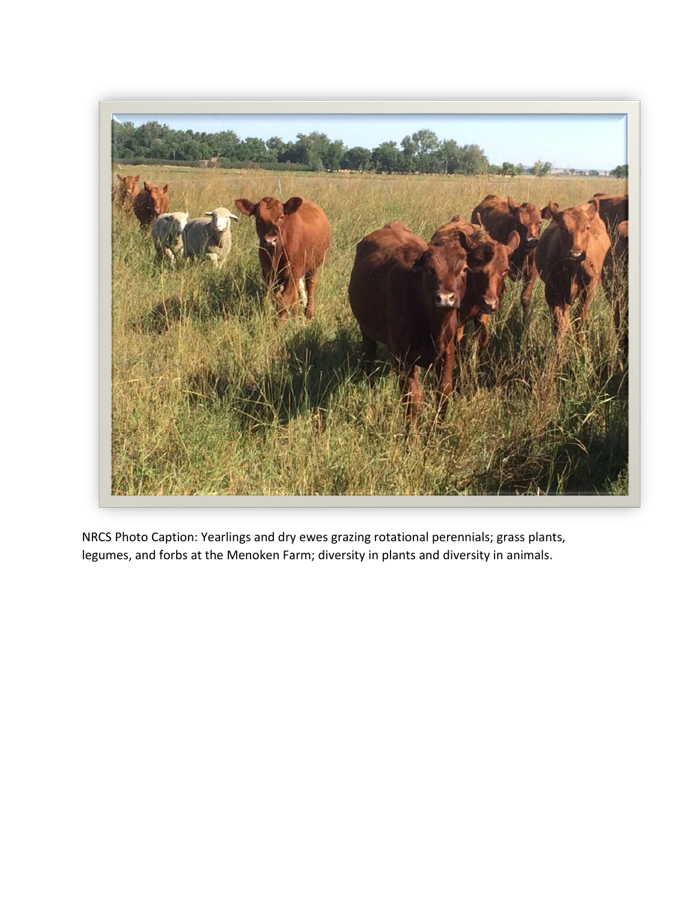NRCS Photo Caption: Yearlings and dry ewes grazing rotational perennials; grass plants, legumes, and forbs at the Menoken Farm; diversity in plants and diversity in animals.